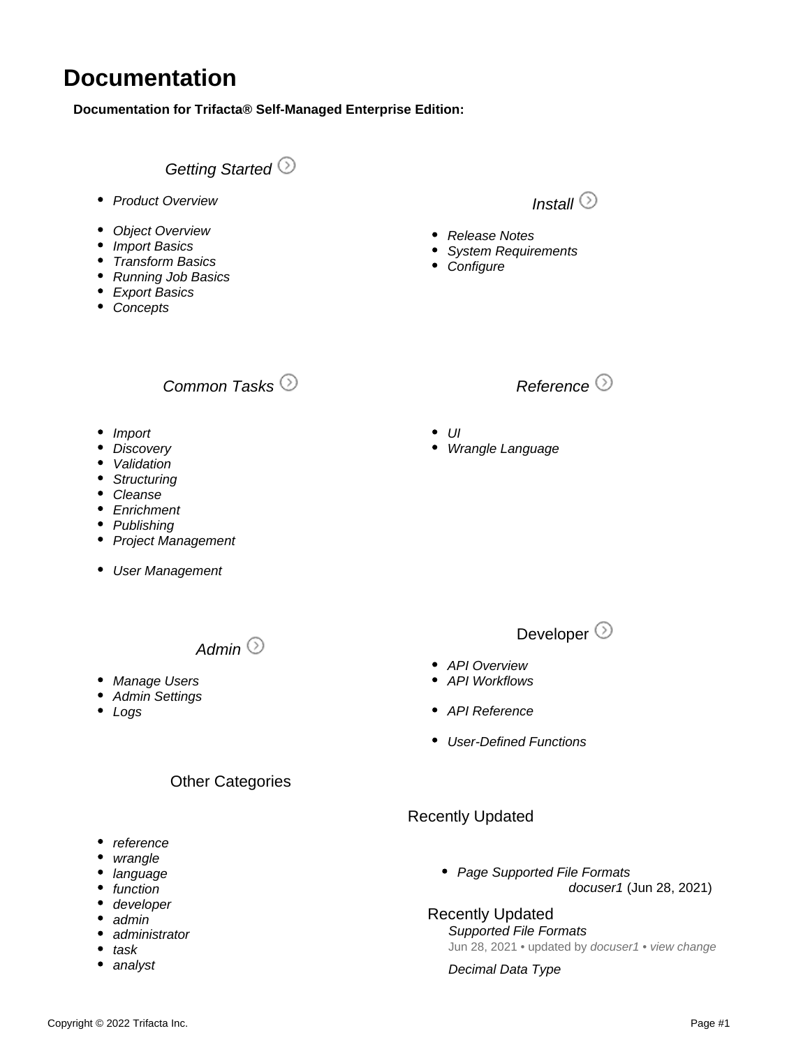# Documentation

**Documentation for Trifacta® Self-Managed Enterprise Edition:**

## *Getting Started*

- *Product Overview*

- *Object Overview*
- *Import Basics*
- *Transform Basics*
- *Running Job Basics*
- *Export Basics*
- *Concepts*

## *Install*

- *Release Notes*
- *System Requirements*
- *Configure*

## *Common Tasks*

- *Import*
- *Discovery*
- *Validation*
- *Structuring*
- *Cleanse*
- *Enrichment*
- *Publishing*
- *Project Management*

- *User Management*

## *Reference*

- *UI*
- *Wrangle Language*

## *Admin*

- *Manage Users*
- *Admin Settings*
- *Logs*

## Developer

- *API Overview*
- *API Workflows*

- *API Reference*

- *User-Defined Functions*

## Other Categories

- *reference*
- *wrangle*
- *language*
- *function*
- *developer*
- *admin*
- *administrator*
- *task*
- *analyst*

## Recently Updated

- *Page Supported File Formats*
  *docuser1* (Jun 28, 2021)

### Recently Updated

*Supported File Formats*
Jun 28, 2021 • updated by *docuser1* • *view change*

*Decimal Data Type*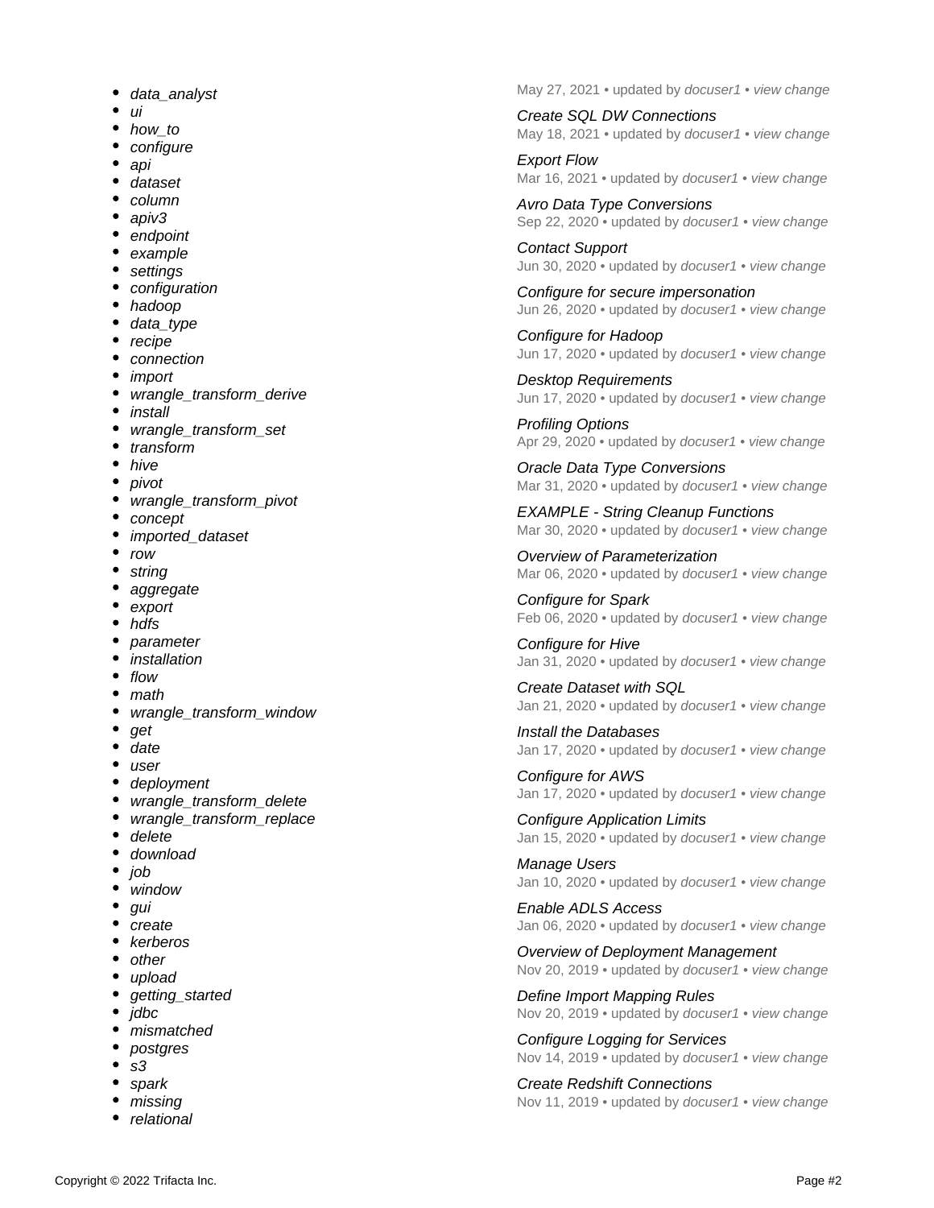- *data_analyst*
- *ui*
- *how_to*
- *configure*
- *api*
- *dataset*
- *column*
- *apiv3*
- *endpoint*
- *example*
- *settings*
- *configuration*
- *hadoop*
- *data_type*
- *recipe*
- *connection*
- *import*
- *wrangle_transform_derive*
- *install*
- *wrangle_transform_set*
- *transform*
- *hive*
- *pivot*
- *wrangle_transform_pivot*
- *concept*
- *imported_dataset*
- *row*
- *string*
- *aggregate*
- *export*
- *hdfs*
- *parameter*
- *installation*
- *flow*
- *math*
- *wrangle_transform_window*
- *get*
- *date*
- *user*
- *deployment*
- *wrangle_transform_delete*
- *wrangle_transform_replace*
- *delete*
- *download*
- *job*
- *window*
- *gui*
- *create*
- *kerberos*
- *other*
- *upload*
- *getting_started*
- *jdbc*
- *mismatched*
- *postgres*
- *s3*
- *spark*
- *missing*
- *relational*

May 27, 2021 • updated by *docuser1* • *view change*

*Create SQL DW Connections*
May 18, 2021 • updated by *docuser1* • *view change*

*Export Flow*
Mar 16, 2021 • updated by *docuser1* • *view change*

*Avro Data Type Conversions*
Sep 22, 2020 • updated by *docuser1* • *view change*

*Contact Support*
Jun 30, 2020 • updated by *docuser1* • *view change*

*Configure for secure impersonation*
Jun 26, 2020 • updated by *docuser1* • *view change*

*Configure for Hadoop*
Jun 17, 2020 • updated by *docuser1* • *view change*

*Desktop Requirements*
Jun 17, 2020 • updated by *docuser1* • *view change*

*Profiling Options*
Apr 29, 2020 • updated by *docuser1* • *view change*

*Oracle Data Type Conversions*
Mar 31, 2020 • updated by *docuser1* • *view change*

*EXAMPLE - String Cleanup Functions*
Mar 30, 2020 • updated by *docuser1* • *view change*

*Overview of Parameterization*
Mar 06, 2020 • updated by *docuser1* • *view change*

*Configure for Spark*
Feb 06, 2020 • updated by *docuser1* • *view change*

*Configure for Hive*
Jan 31, 2020 • updated by *docuser1* • *view change*

*Create Dataset with SQL*
Jan 21, 2020 • updated by *docuser1* • *view change*

*Install the Databases*
Jan 17, 2020 • updated by *docuser1* • *view change*

*Configure for AWS*
Jan 17, 2020 • updated by *docuser1* • *view change*

*Configure Application Limits*
Jan 15, 2020 • updated by *docuser1* • *view change*

*Manage Users*
Jan 10, 2020 • updated by *docuser1* • *view change*

*Enable ADLS Access*
Jan 06, 2020 • updated by *docuser1* • *view change*

*Overview of Deployment Management*
Nov 20, 2019 • updated by *docuser1* • *view change*

*Define Import Mapping Rules*
Nov 20, 2019 • updated by *docuser1* • *view change*

*Configure Logging for Services*
Nov 14, 2019 • updated by *docuser1* • *view change*

*Create Redshift Connections*
Nov 11, 2019 • updated by *docuser1* • *view change*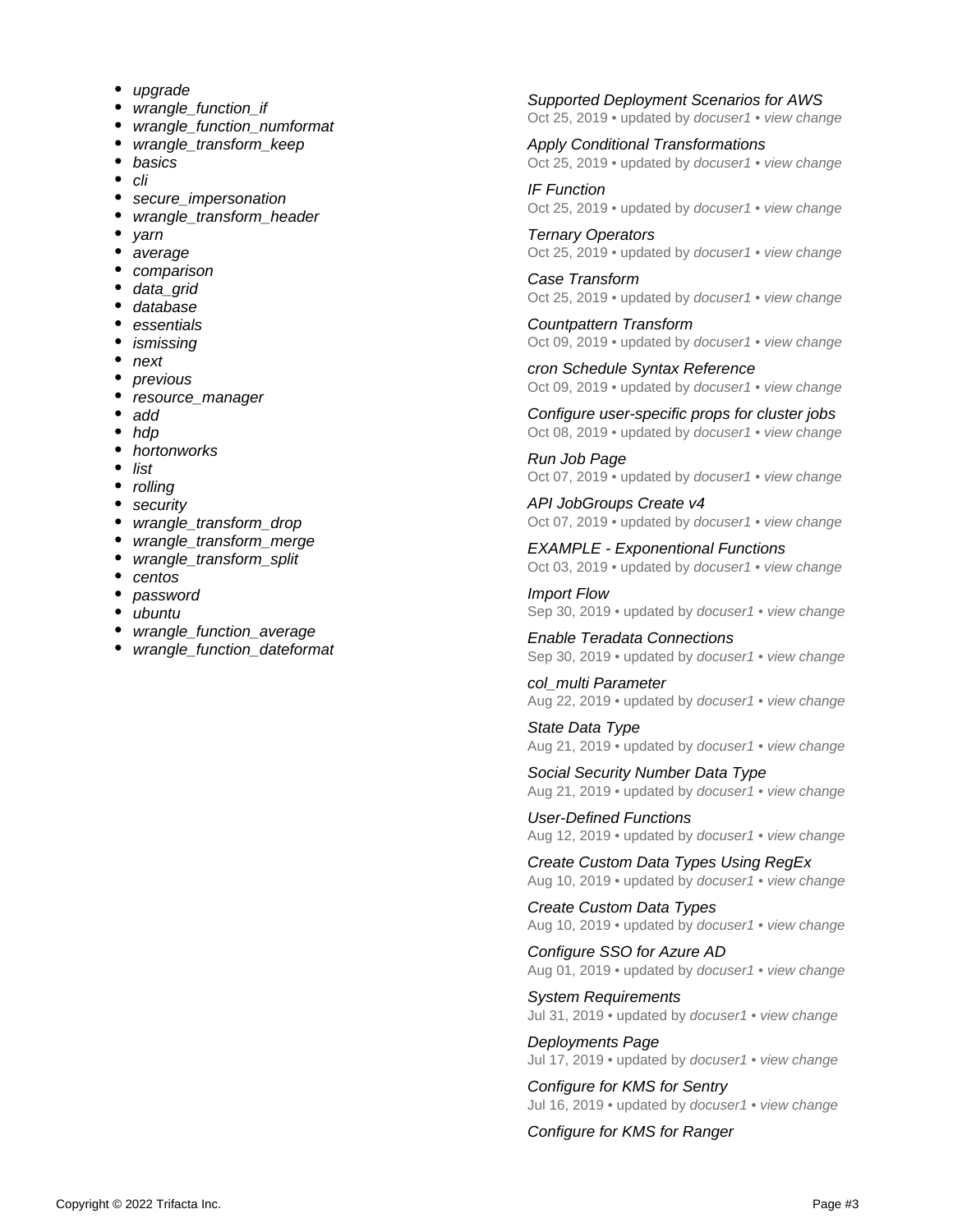- *upgrade*
- *wrangle_function_if*
- *wrangle_function_numformat*
- *wrangle_transform_keep*
- *basics*
- *cli*
- *secure_impersonation*
- *wrangle_transform_header*
- *yarn*
- *average*
- *comparison*
- *data_grid*
- *database*
- *essentials*
- *ismissing*
- *next*
- *previous*
- *resource_manager*
- *add*
- *hdp*
- *hortonworks*
- *list*
- *rolling*
- *security*
- *wrangle_transform_drop*
- *wrangle_transform_merge*
- *wrangle_transform_split*
- *centos*
- *password*
- *ubuntu*
- *wrangle_function_average*
- *wrangle_function_dateformat*

*Supported Deployment Scenarios for AWS*
Oct 25, 2019 • updated by *docuser1* • *view change*

*Apply Conditional Transformations*
Oct 25, 2019 • updated by *docuser1* • *view change*

*IF Function*
Oct 25, 2019 • updated by *docuser1* • *view change*

*Ternary Operators*
Oct 25, 2019 • updated by *docuser1* • *view change*

*Case Transform*
Oct 25, 2019 • updated by *docuser1* • *view change*

*Countpattern Transform*
Oct 09, 2019 • updated by *docuser1* • *view change*

*cron Schedule Syntax Reference*
Oct 09, 2019 • updated by *docuser1* • *view change*

*Configure user-specific props for cluster jobs*
Oct 08, 2019 • updated by *docuser1* • *view change*

*Run Job Page*
Oct 07, 2019 • updated by *docuser1* • *view change*

*API JobGroups Create v4*
Oct 07, 2019 • updated by *docuser1* • *view change*

*EXAMPLE - Exponential Functions*
Oct 03, 2019 • updated by *docuser1* • *view change*

*Import Flow*
Sep 30, 2019 • updated by *docuser1* • *view change*

*Enable Teradata Connections*
Sep 30, 2019 • updated by *docuser1* • *view change*

*col_multi Parameter*
Aug 22, 2019 • updated by *docuser1* • *view change*

*State Data Type*
Aug 21, 2019 • updated by *docuser1* • *view change*

*Social Security Number Data Type*
Aug 21, 2019 • updated by *docuser1* • *view change*

*User-Defined Functions*
Aug 12, 2019 • updated by *docuser1* • *view change*

*Create Custom Data Types Using RegEx*
Aug 10, 2019 • updated by *docuser1* • *view change*

*Create Custom Data Types*
Aug 10, 2019 • updated by *docuser1* • *view change*

*Configure SSO for Azure AD*
Aug 01, 2019 • updated by *docuser1* • *view change*

*System Requirements*
Jul 31, 2019 • updated by *docuser1* • *view change*

*Deployments Page*
Jul 17, 2019 • updated by *docuser1* • *view change*

*Configure for KMS for Sentry*
Jul 16, 2019 • updated by *docuser1* • *view change*

*Configure for KMS for Ranger*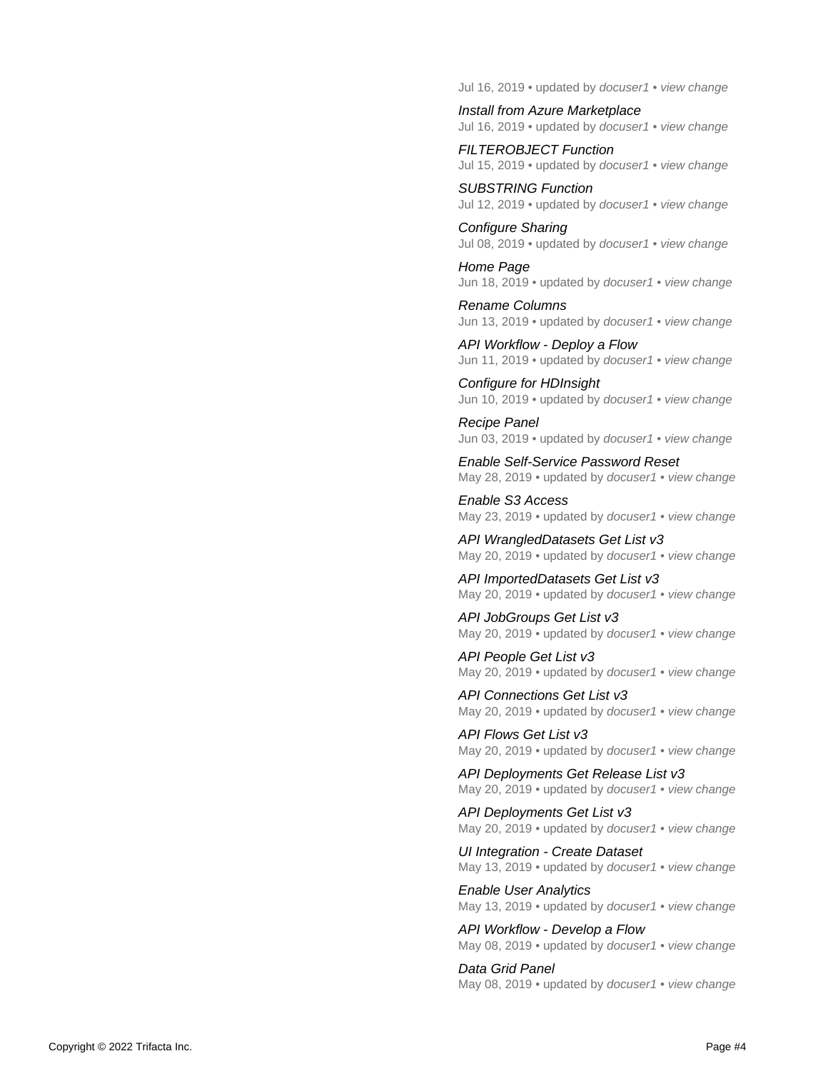Jul 16, 2019 • updated by *docuser1* • *view change*

*Install from Azure Marketplace*
Jul 16, 2019 • updated by *docuser1* • *view change*

*FILTEROBJECT Function*
Jul 15, 2019 • updated by *docuser1* • *view change*

*SUBSTRING Function*
Jul 12, 2019 • updated by *docuser1* • *view change*

*Configure Sharing*
Jul 08, 2019 • updated by *docuser1* • *view change*

*Home Page*
Jun 18, 2019 • updated by *docuser1* • *view change*

*Rename Columns*
Jun 13, 2019 • updated by *docuser1* • *view change*

*API Workflow - Deploy a Flow*
Jun 11, 2019 • updated by *docuser1* • *view change*

*Configure for HDInsight*
Jun 10, 2019 • updated by *docuser1* • *view change*

*Recipe Panel*
Jun 03, 2019 • updated by *docuser1* • *view change*

*Enable Self-Service Password Reset*
May 28, 2019 • updated by *docuser1* • *view change*

*Enable S3 Access*
May 23, 2019 • updated by *docuser1* • *view change*

*API WrangledDatasets Get List v3*
May 20, 2019 • updated by *docuser1* • *view change*

*API ImportedDatasets Get List v3*
May 20, 2019 • updated by *docuser1* • *view change*

*API JobGroups Get List v3*
May 20, 2019 • updated by *docuser1* • *view change*

*API People Get List v3*
May 20, 2019 • updated by *docuser1* • *view change*

*API Connections Get List v3*
May 20, 2019 • updated by *docuser1* • *view change*

*API Flows Get List v3*
May 20, 2019 • updated by *docuser1* • *view change*

*API Deployments Get Release List v3*
May 20, 2019 • updated by *docuser1* • *view change*

*API Deployments Get List v3*
May 20, 2019 • updated by *docuser1* • *view change*

*UI Integration - Create Dataset*
May 13, 2019 • updated by *docuser1* • *view change*

*Enable User Analytics*
May 13, 2019 • updated by *docuser1* • *view change*

*API Workflow - Develop a Flow*
May 08, 2019 • updated by *docuser1* • *view change*

*Data Grid Panel*
May 08, 2019 • updated by *docuser1* • *view change*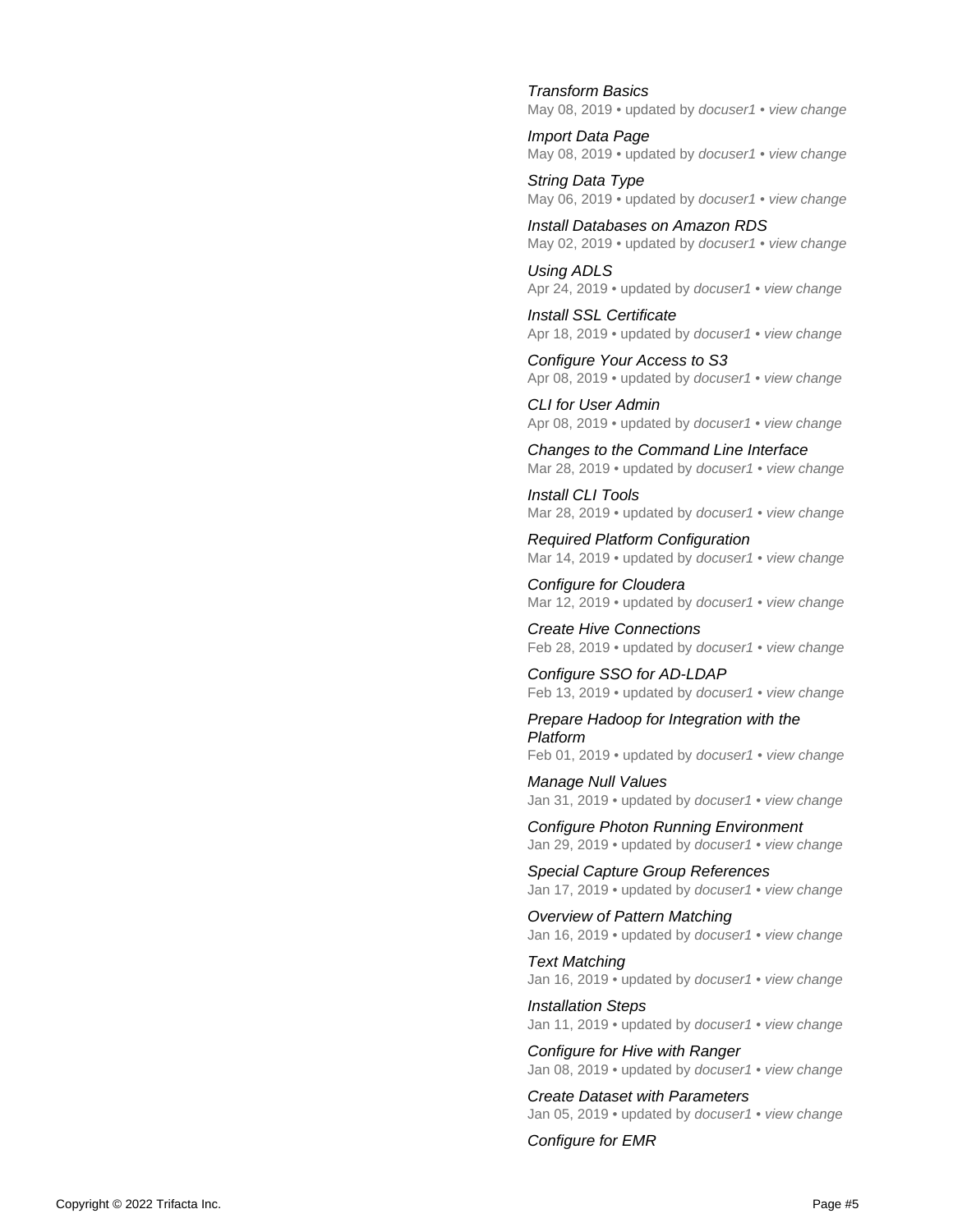*Transform Basics*
May 08, 2019 • updated by *docuser1* • *view change*

*Import Data Page*
May 08, 2019 • updated by *docuser1* • *view change*

*String Data Type*
May 06, 2019 • updated by *docuser1* • *view change*

*Install Databases on Amazon RDS*
May 02, 2019 • updated by *docuser1* • *view change*

*Using ADLS*
Apr 24, 2019 • updated by *docuser1* • *view change*

*Install SSL Certificate*
Apr 18, 2019 • updated by *docuser1* • *view change*

*Configure Your Access to S3*
Apr 08, 2019 • updated by *docuser1* • *view change*

*CLI for User Admin*
Apr 08, 2019 • updated by *docuser1* • *view change*

*Changes to the Command Line Interface*
Mar 28, 2019 • updated by *docuser1* • *view change*

*Install CLI Tools*
Mar 28, 2019 • updated by *docuser1* • *view change*

*Required Platform Configuration*
Mar 14, 2019 • updated by *docuser1* • *view change*

*Configure for Cloudera*
Mar 12, 2019 • updated by *docuser1* • *view change*

*Create Hive Connections*
Feb 28, 2019 • updated by *docuser1* • *view change*

*Configure SSO for AD-LDAP*
Feb 13, 2019 • updated by *docuser1* • *view change*

*Prepare Hadoop for Integration with the Platform*
Feb 01, 2019 • updated by *docuser1* • *view change*

*Manage Null Values*
Jan 31, 2019 • updated by *docuser1* • *view change*

*Configure Photon Running Environment*
Jan 29, 2019 • updated by *docuser1* • *view change*

*Special Capture Group References*
Jan 17, 2019 • updated by *docuser1* • *view change*

*Overview of Pattern Matching*
Jan 16, 2019 • updated by *docuser1* • *view change*

*Text Matching*
Jan 16, 2019 • updated by *docuser1* • *view change*

*Installation Steps*
Jan 11, 2019 • updated by *docuser1* • *view change*

*Configure for Hive with Ranger*
Jan 08, 2019 • updated by *docuser1* • *view change*

*Create Dataset with Parameters*
Jan 05, 2019 • updated by *docuser1* • *view change*

*Configure for EMR*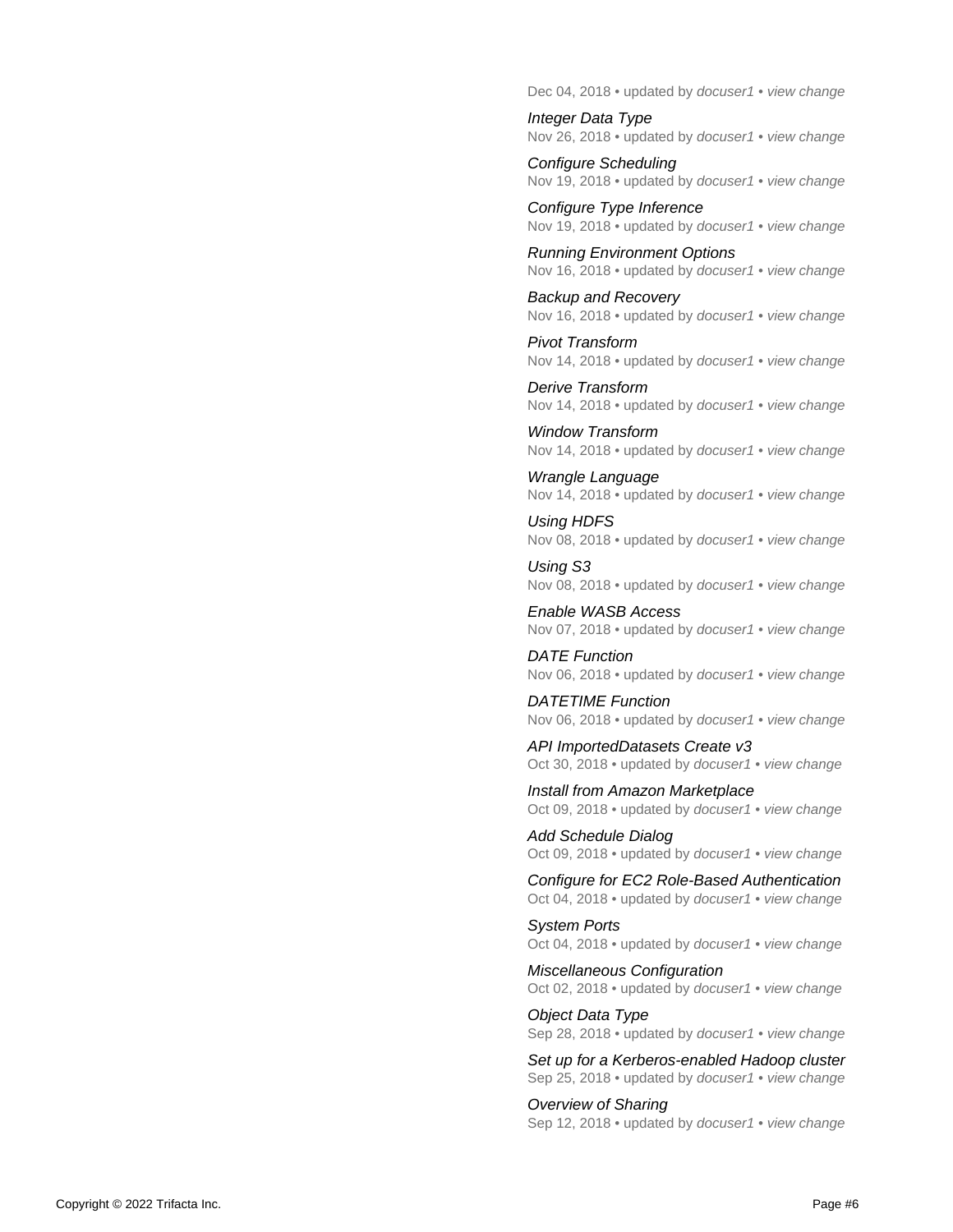Dec 04, 2018 • updated by *docuser1* • *view change*

*Integer Data Type*
Nov 26, 2018 • updated by *docuser1* • *view change*

*Configure Scheduling*
Nov 19, 2018 • updated by *docuser1* • *view change*

*Configure Type Inference*
Nov 19, 2018 • updated by *docuser1* • *view change*

*Running Environment Options*
Nov 16, 2018 • updated by *docuser1* • *view change*

*Backup and Recovery*
Nov 16, 2018 • updated by *docuser1* • *view change*

*Pivot Transform*
Nov 14, 2018 • updated by *docuser1* • *view change*

*Derive Transform*
Nov 14, 2018 • updated by *docuser1* • *view change*

*Window Transform*
Nov 14, 2018 • updated by *docuser1* • *view change*

*Wrangle Language*
Nov 14, 2018 • updated by *docuser1* • *view change*

*Using HDFS*
Nov 08, 2018 • updated by *docuser1* • *view change*

*Using S3*
Nov 08, 2018 • updated by *docuser1* • *view change*

*Enable WASB Access*
Nov 07, 2018 • updated by *docuser1* • *view change*

*DATE Function*
Nov 06, 2018 • updated by *docuser1* • *view change*

*DATETIME Function*
Nov 06, 2018 • updated by *docuser1* • *view change*

*API ImportedDatasets Create v3*
Oct 30, 2018 • updated by *docuser1* • *view change*

*Install from Amazon Marketplace*
Oct 09, 2018 • updated by *docuser1* • *view change*

*Add Schedule Dialog*
Oct 09, 2018 • updated by *docuser1* • *view change*

*Configure for EC2 Role-Based Authentication*
Oct 04, 2018 • updated by *docuser1* • *view change*

*System Ports*
Oct 04, 2018 • updated by *docuser1* • *view change*

*Miscellaneous Configuration*
Oct 02, 2018 • updated by *docuser1* • *view change*

*Object Data Type*
Sep 28, 2018 • updated by *docuser1* • *view change*

*Set up for a Kerberos-enabled Hadoop cluster*
Sep 25, 2018 • updated by *docuser1* • *view change*

*Overview of Sharing*
Sep 12, 2018 • updated by *docuser1* • *view change*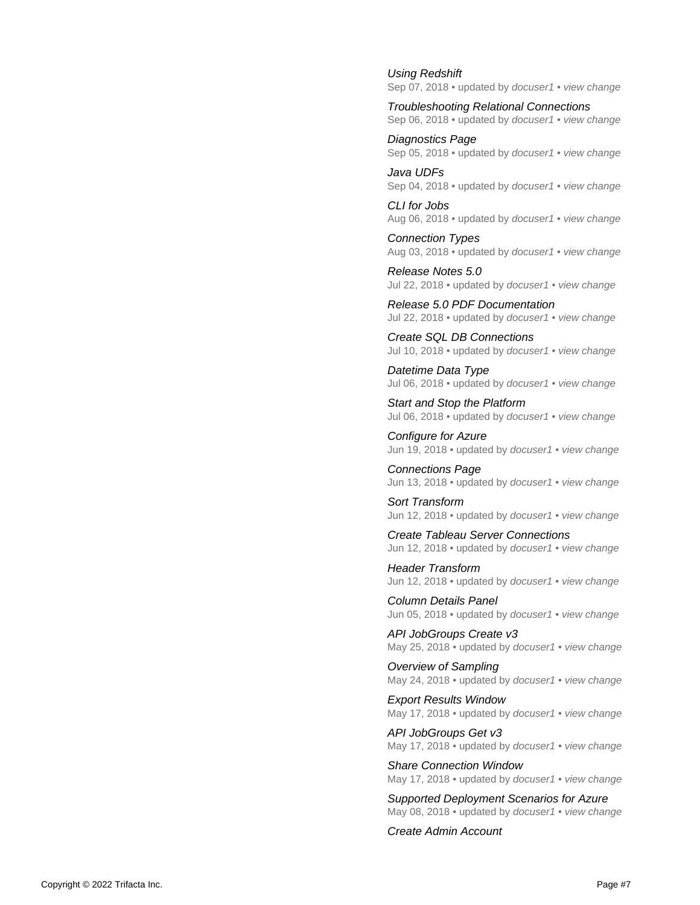*Using Redshift*
Sep 07, 2018 • updated by *docuser1* • *view change*

*Troubleshooting Relational Connections*
Sep 06, 2018 • updated by *docuser1* • *view change*

*Diagnostics Page*
Sep 05, 2018 • updated by *docuser1* • *view change*

*Java UDFs*
Sep 04, 2018 • updated by *docuser1* • *view change*

*CLI for Jobs*
Aug 06, 2018 • updated by *docuser1* • *view change*

*Connection Types*
Aug 03, 2018 • updated by *docuser1* • *view change*

*Release Notes 5.0*
Jul 22, 2018 • updated by *docuser1* • *view change*

*Release 5.0 PDF Documentation*
Jul 22, 2018 • updated by *docuser1* • *view change*

*Create SQL DB Connections*
Jul 10, 2018 • updated by *docuser1* • *view change*

*Datetime Data Type*
Jul 06, 2018 • updated by *docuser1* • *view change*

*Start and Stop the Platform*
Jul 06, 2018 • updated by *docuser1* • *view change*

*Configure for Azure*
Jun 19, 2018 • updated by *docuser1* • *view change*

*Connections Page*
Jun 13, 2018 • updated by *docuser1* • *view change*

*Sort Transform*
Jun 12, 2018 • updated by *docuser1* • *view change*

*Create Tableau Server Connections*
Jun 12, 2018 • updated by *docuser1* • *view change*

*Header Transform*
Jun 12, 2018 • updated by *docuser1* • *view change*

*Column Details Panel*
Jun 05, 2018 • updated by *docuser1* • *view change*

*API JobGroups Create v3*
May 25, 2018 • updated by *docuser1* • *view change*

*Overview of Sampling*
May 24, 2018 • updated by *docuser1* • *view change*

*Export Results Window*
May 17, 2018 • updated by *docuser1* • *view change*

*API JobGroups Get v3*
May 17, 2018 • updated by *docuser1* • *view change*

*Share Connection Window*
May 17, 2018 • updated by *docuser1* • *view change*

*Supported Deployment Scenarios for Azure*
May 08, 2018 • updated by *docuser1* • *view change*

*Create Admin Account*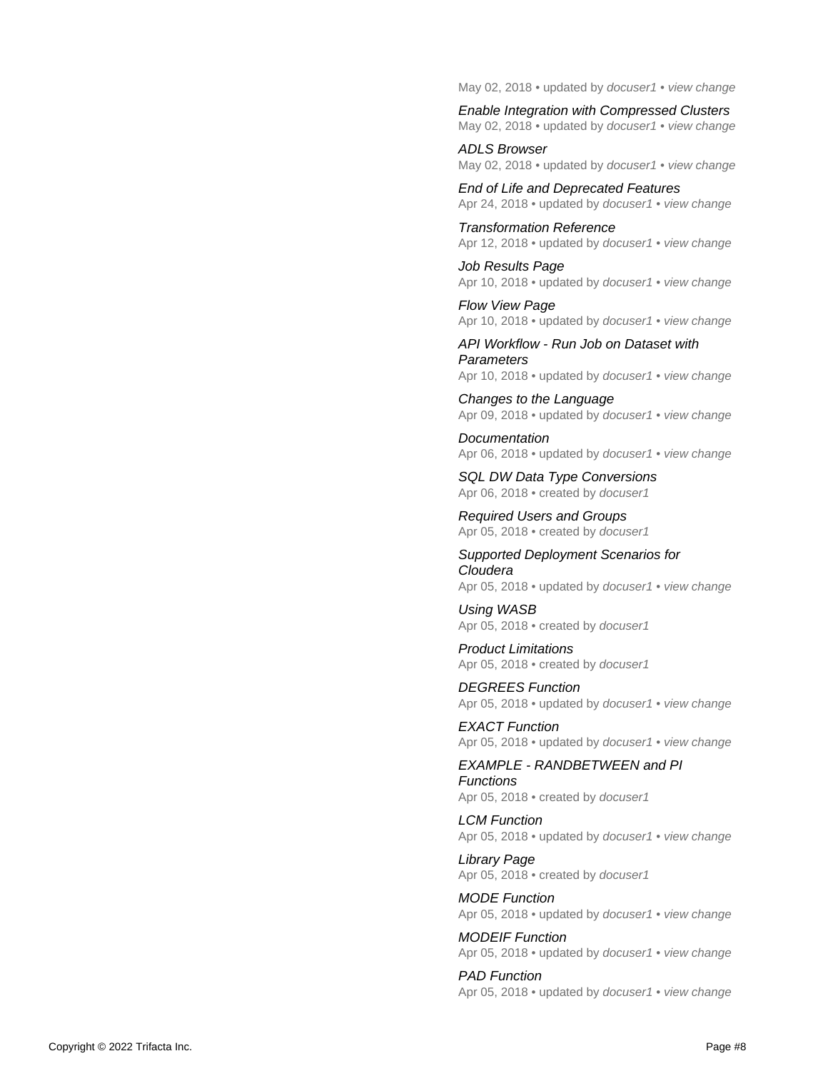May 02, 2018 • updated by *docuser1* • *view change*

*Enable Integration with Compressed Clusters*
May 02, 2018 • updated by *docuser1* • *view change*

*ADLS Browser*
May 02, 2018 • updated by *docuser1* • *view change*

*End of Life and Deprecated Features*
Apr 24, 2018 • updated by *docuser1* • *view change*

*Transformation Reference*
Apr 12, 2018 • updated by *docuser1* • *view change*

*Job Results Page*
Apr 10, 2018 • updated by *docuser1* • *view change*

*Flow View Page*
Apr 10, 2018 • updated by *docuser1* • *view change*

*API Workflow - Run Job on Dataset with Parameters*
Apr 10, 2018 • updated by *docuser1* • *view change*

*Changes to the Language*
Apr 09, 2018 • updated by *docuser1* • *view change*

*Documentation*
Apr 06, 2018 • updated by *docuser1* • *view change*

*SQL DW Data Type Conversions*
Apr 06, 2018 • created by *docuser1*

*Required Users and Groups*
Apr 05, 2018 • created by *docuser1*

*Supported Deployment Scenarios for Cloudera*
Apr 05, 2018 • updated by *docuser1* • *view change*

*Using WASB*
Apr 05, 2018 • created by *docuser1*

*Product Limitations*
Apr 05, 2018 • created by *docuser1*

*DEGREES Function*
Apr 05, 2018 • updated by *docuser1* • *view change*

*EXACT Function*
Apr 05, 2018 • updated by *docuser1* • *view change*

*EXAMPLE - RANDBETWEEN and PI Functions*
Apr 05, 2018 • created by *docuser1*

*LCM Function*
Apr 05, 2018 • updated by *docuser1* • *view change*

*Library Page*
Apr 05, 2018 • created by *docuser1*

*MODE Function*
Apr 05, 2018 • updated by *docuser1* • *view change*

*MODEIF Function*
Apr 05, 2018 • updated by *docuser1* • *view change*

*PAD Function*
Apr 05, 2018 • updated by *docuser1* • *view change*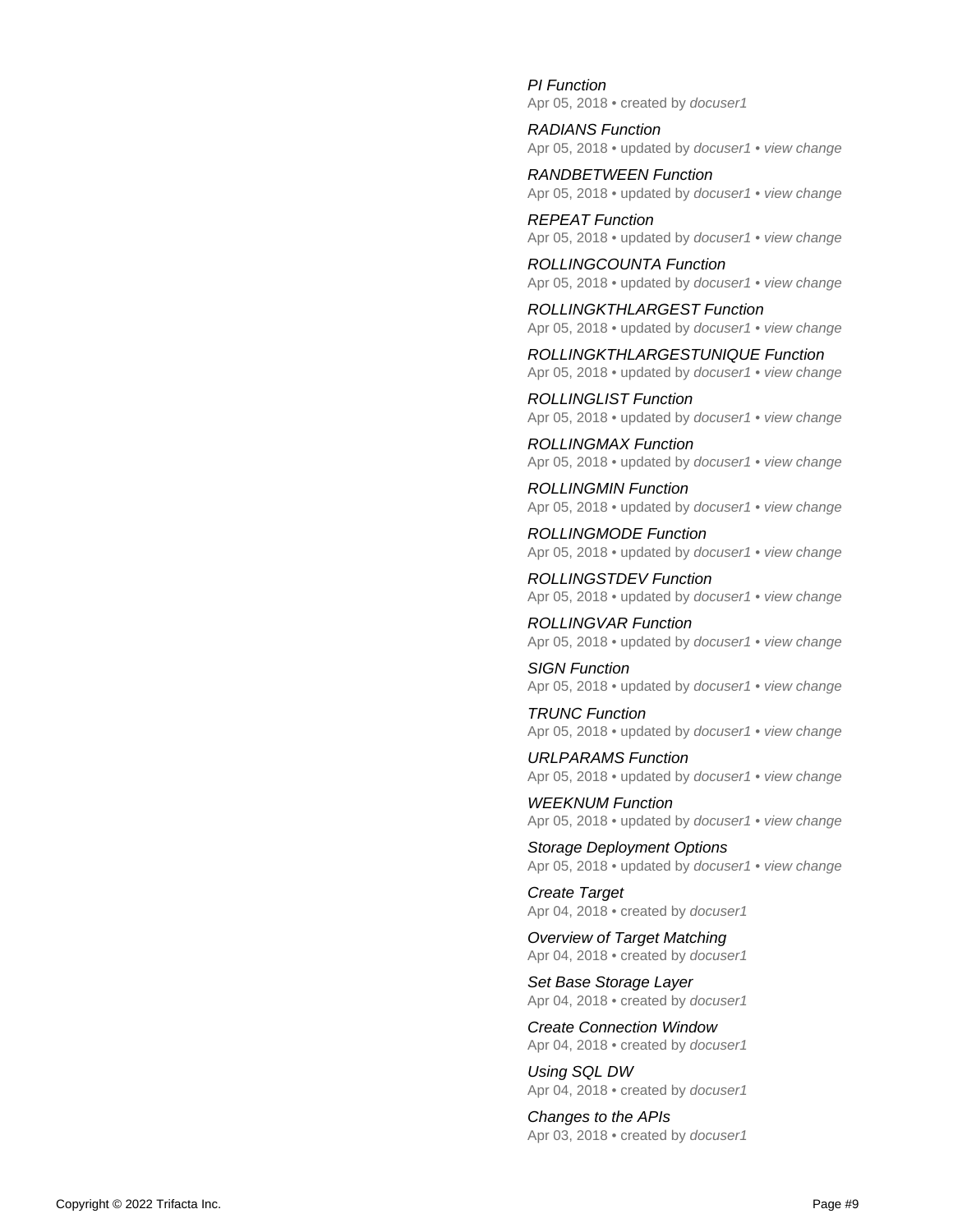*PI Function*
Apr 05, 2018 • created by *docuser1*

*RADIANS Function*
Apr 05, 2018 • updated by *docuser1* • *view change*

*RANDBETWEEN Function*
Apr 05, 2018 • updated by *docuser1* • *view change*

*REPEAT Function*
Apr 05, 2018 • updated by *docuser1* • *view change*

*ROLLINGCOUNTA Function*
Apr 05, 2018 • updated by *docuser1* • *view change*

*ROLLINGKTHLARGEST Function*
Apr 05, 2018 • updated by *docuser1* • *view change*

*ROLLINGKTHLARGESTUNIQUE Function*
Apr 05, 2018 • updated by *docuser1* • *view change*

*ROLLINGLIST Function*
Apr 05, 2018 • updated by *docuser1* • *view change*

*ROLLINGMAX Function*
Apr 05, 2018 • updated by *docuser1* • *view change*

*ROLLINGMIN Function*
Apr 05, 2018 • updated by *docuser1* • *view change*

*ROLLINGMODE Function*
Apr 05, 2018 • updated by *docuser1* • *view change*

*ROLLINGSTDEV Function*
Apr 05, 2018 • updated by *docuser1* • *view change*

*ROLLINGVAR Function*
Apr 05, 2018 • updated by *docuser1* • *view change*

*SIGN Function*
Apr 05, 2018 • updated by *docuser1* • *view change*

*TRUNC Function*
Apr 05, 2018 • updated by *docuser1* • *view change*

*URLPARAMS Function*
Apr 05, 2018 • updated by *docuser1* • *view change*

*WEEKNUM Function*
Apr 05, 2018 • updated by *docuser1* • *view change*

*Storage Deployment Options*
Apr 05, 2018 • updated by *docuser1* • *view change*

*Create Target*
Apr 04, 2018 • created by *docuser1*

*Overview of Target Matching*
Apr 04, 2018 • created by *docuser1*

*Set Base Storage Layer*
Apr 04, 2018 • created by *docuser1*

*Create Connection Window*
Apr 04, 2018 • created by *docuser1*

*Using SQL DW*
Apr 04, 2018 • created by *docuser1*

*Changes to the APIs*
Apr 03, 2018 • created by *docuser1*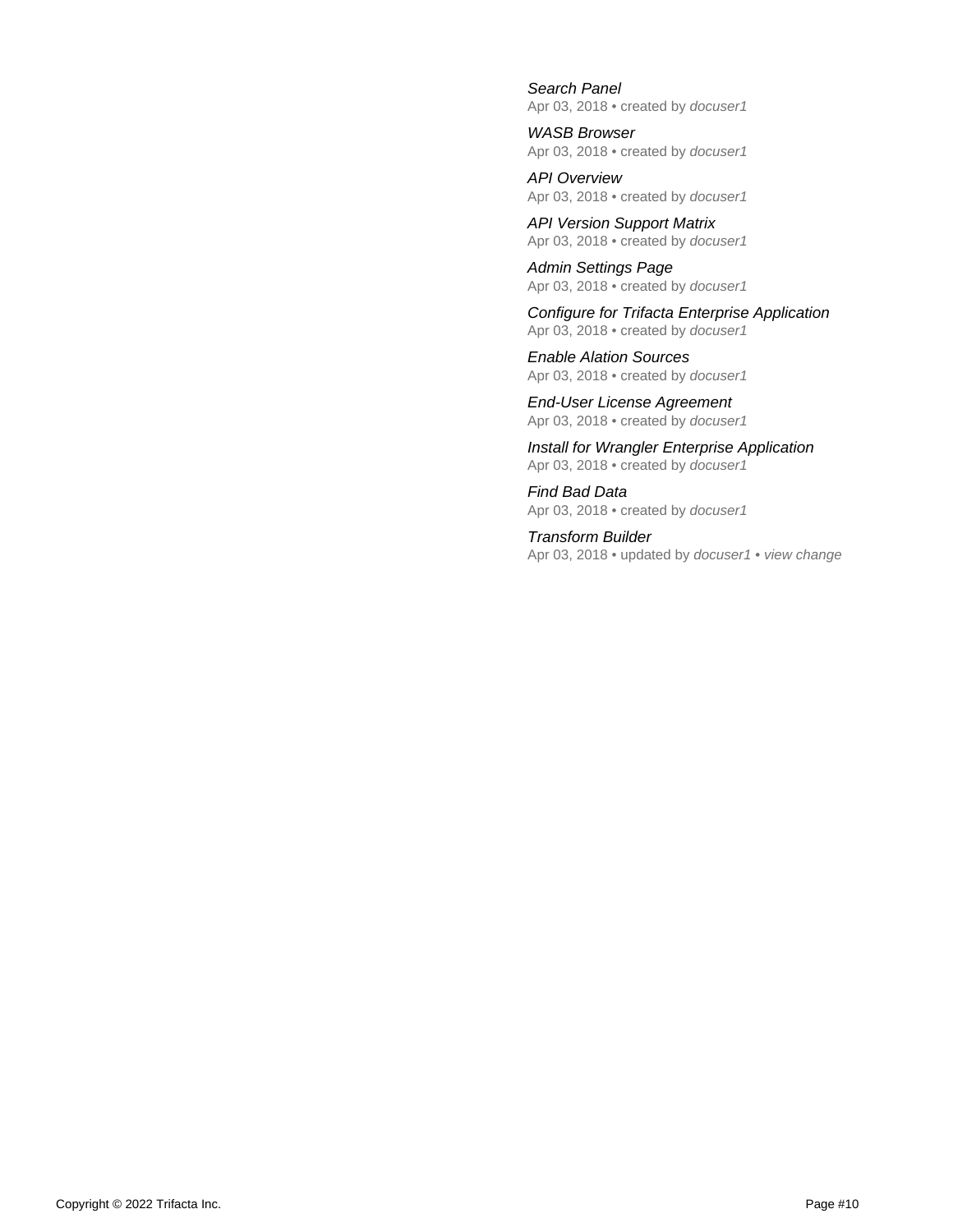*Search Panel*
Apr 03, 2018 • created by *docuser1*

*WASB Browser*
Apr 03, 2018 • created by *docuser1*

*API Overview*
Apr 03, 2018 • created by *docuser1*

*API Version Support Matrix*
Apr 03, 2018 • created by *docuser1*

*Admin Settings Page*
Apr 03, 2018 • created by *docuser1*

*Configure for Trifacta Enterprise Application*
Apr 03, 2018 • created by *docuser1*

*Enable Alation Sources*
Apr 03, 2018 • created by *docuser1*

*End-User License Agreement*
Apr 03, 2018 • created by *docuser1*

*Install for Wrangler Enterprise Application*
Apr 03, 2018 • created by *docuser1*

*Find Bad Data*
Apr 03, 2018 • created by *docuser1*

*Transform Builder*
Apr 03, 2018 • updated by *docuser1* • *view change*